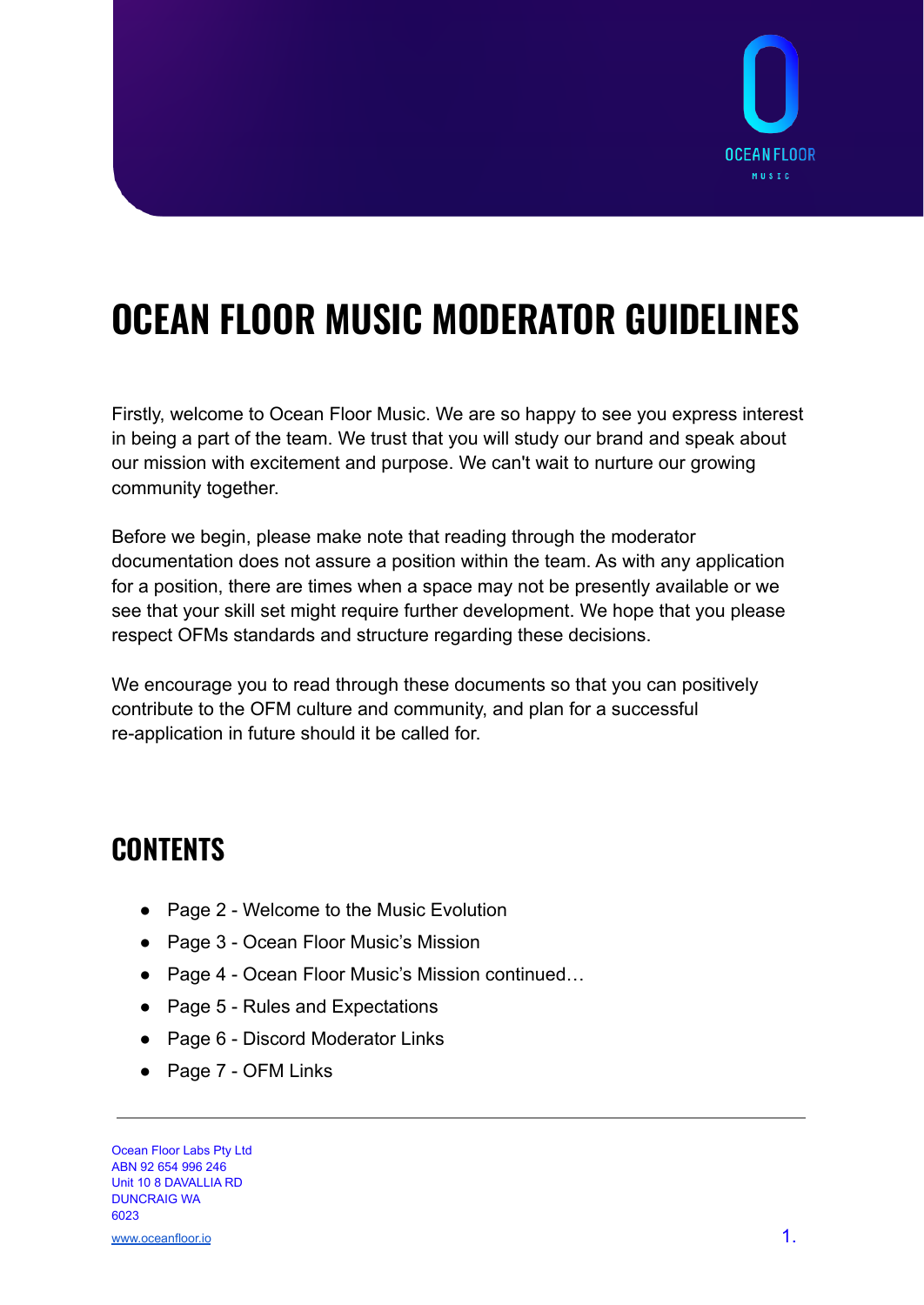# OCEAN FLOOR MUSIC MODERATOR GUIDELINES

Firstly, welcome to Ocean Floor Music. We are so happy to see you express interest in being a part of the team. We trust that you will study our brand and speak about our mission with excitement and purpose. We can't wait to nurture our growing community together.

Before we begin, please make note that reading through the moderator documentation does not assure a position within the team. As with any application for a position, there are times when a space may not be presently available or we see that your skill set might require further development. We hope that you please respect OFMs standards and structure regarding these decisions.

We encourage you to read through these documents so that you can positively contribute to the OFM culture and community, and plan for a successful re-application in future should it be called for.

## CONTENTS

- Page 2 - Welcome to the Music Evolution
- Page 3 - Ocean Floor Music's Mission
- Page 4 - Ocean Floor Music's Mission continued…
- Page 5 - Rules and Expectations
- Page 6 - Discord Moderator Links
- Page 7 - OFM Links

Ocean Floor Labs Pty Ltd
ABN 92 654 996 246
Unit 10 8 DAVALLIA RD
DUNCRAIG WA
6023
www.oceanfloor.io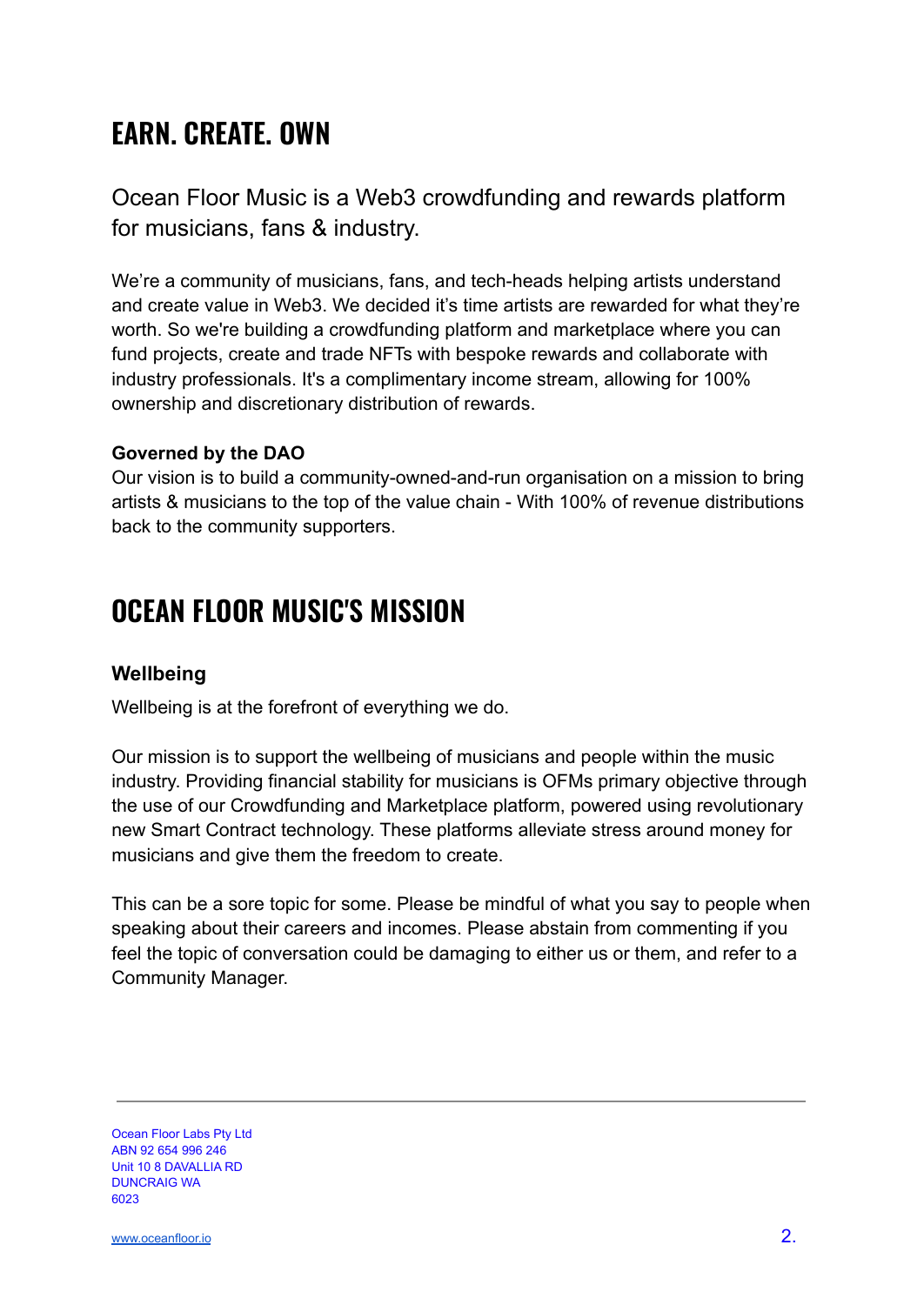# EARN. CREATE. OWN

Ocean Floor Music is a Web3 crowdfunding and rewards platform for musicians, fans & industry.

We're a community of musicians, fans, and tech-heads helping artists understand and create value in Web3. We decided it's time artists are rewarded for what they're worth. So we're building a crowdfunding platform and marketplace where you can fund projects, create and trade NFTs with bespoke rewards and collaborate with industry professionals. It's a complimentary income stream, allowing for 100% ownership and discretionary distribution of rewards.

**Governed by the DAO**

Our vision is to build a community-owned-and-run organisation on a mission to bring artists & musicians to the top of the value chain - With 100% of revenue distributions back to the community supporters.

# OCEAN FLOOR MUSIC'S MISSION

### Wellbeing

Wellbeing is at the forefront of everything we do.

Our mission is to support the wellbeing of musicians and people within the music industry. Providing financial stability for musicians is OFMs primary objective through the use of our Crowdfunding and Marketplace platform, powered using revolutionary new Smart Contract technology. These platforms alleviate stress around money for musicians and give them the freedom to create.

This can be a sore topic for some. Please be mindful of what you say to people when speaking about their careers and incomes. Please abstain from commenting if you feel the topic of conversation could be damaging to either us or them, and refer to a Community Manager.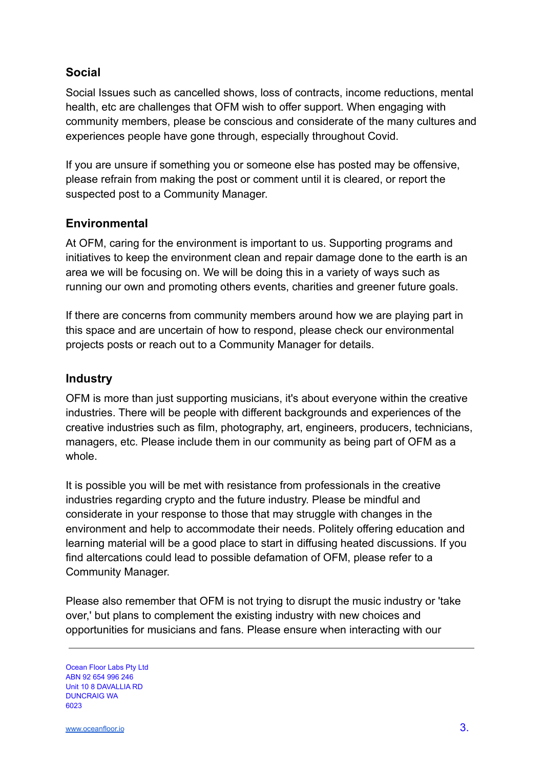### Social

Social Issues such as cancelled shows, loss of contracts, income reductions, mental health, etc are challenges that OFM wish to offer support. When engaging with community members, please be conscious and considerate of the many cultures and experiences people have gone through, especially throughout Covid.

If you are unsure if something you or someone else has posted may be offensive, please refrain from making the post or comment until it is cleared, or report the suspected post to a Community Manager.

### Environmental

At OFM, caring for the environment is important to us. Supporting programs and initiatives to keep the environment clean and repair damage done to the earth is an area we will be focusing on. We will be doing this in a variety of ways such as running our own and promoting others events, charities and greener future goals.

If there are concerns from community members around how we are playing part in this space and are uncertain of how to respond, please check our environmental projects posts or reach out to a Community Manager for details.

### Industry

OFM is more than just supporting musicians, it's about everyone within the creative industries. There will be people with different backgrounds and experiences of the creative industries such as film, photography, art, engineers, producers, technicians, managers, etc. Please include them in our community as being part of OFM as a whole.

It is possible you will be met with resistance from professionals in the creative industries regarding crypto and the future industry. Please be mindful and considerate in your response to those that may struggle with changes in the environment and help to accommodate their needs. Politely offering education and learning material will be a good place to start in diffusing heated discussions. If you find altercations could lead to possible defamation of OFM, please refer to a Community Manager.

Please also remember that OFM is not trying to disrupt the music industry or 'take over,' but plans to complement the existing industry with new choices and opportunities for musicians and fans. Please ensure when interacting with our

Ocean Floor Labs Pty Ltd
ABN 92 654 996 246
Unit 10 8 DAVALLIA RD
DUNCRAIG WA
6023

www.oceanfloor.io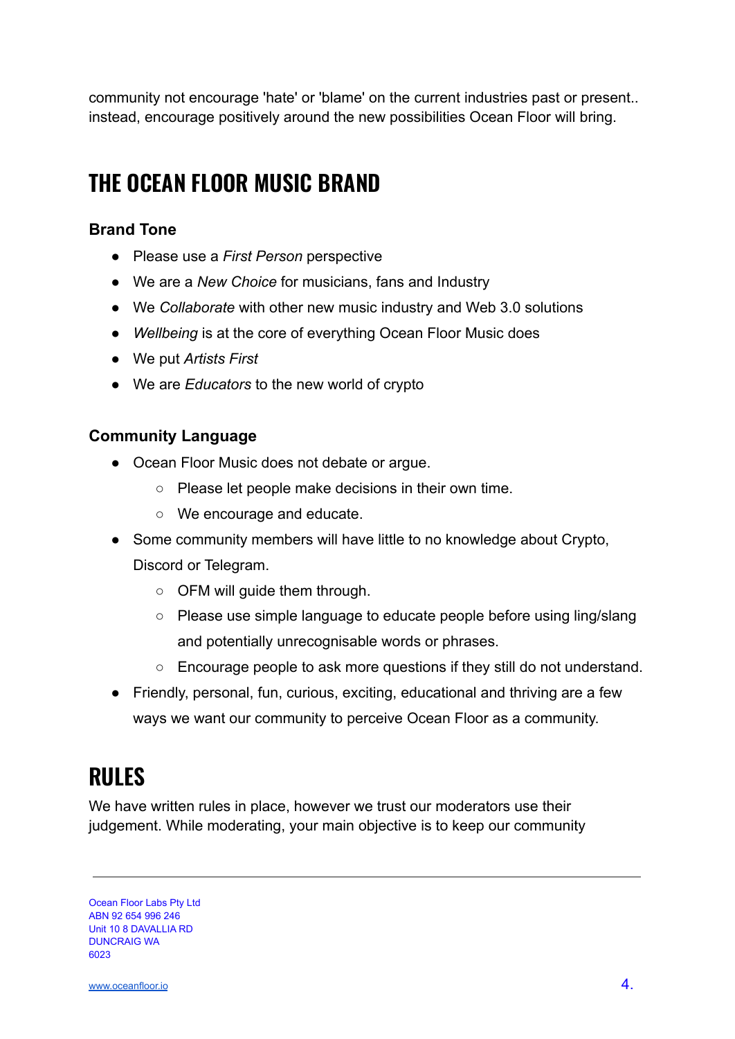community not encourage 'hate' or 'blame' on the current industries past or present.. instead, encourage positively around the new possibilities Ocean Floor will bring.

# THE OCEAN FLOOR MUSIC BRAND

### Brand Tone

- Please use a *First Person* perspective
- We are a *New Choice* for musicians, fans and Industry
- We *Collaborate* with other new music industry and Web 3.0 solutions
- *Wellbeing* is at the core of everything Ocean Floor Music does
- We put *Artists First*
- We are *Educators* to the new world of crypto

### Community Language

- Ocean Floor Music does not debate or argue.
  - Please let people make decisions in their own time.
  - We encourage and educate.
- Some community members will have little to no knowledge about Crypto, Discord or Telegram.
  - OFM will guide them through.
  - Please use simple language to educate people before using ling/slang and potentially unrecognisable words or phrases.
  - Encourage people to ask more questions if they still do not understand.
- Friendly, personal, fun, curious, exciting, educational and thriving are a few ways we want our community to perceive Ocean Floor as a community.

# RULES

We have written rules in place, however we trust our moderators use their judgement. While moderating, your main objective is to keep our community

Ocean Floor Labs Pty Ltd
ABN 92 654 996 246
Unit 10 8 DAVALLIA RD
DUNCRAIG WA
6023

www.oceanfloor.io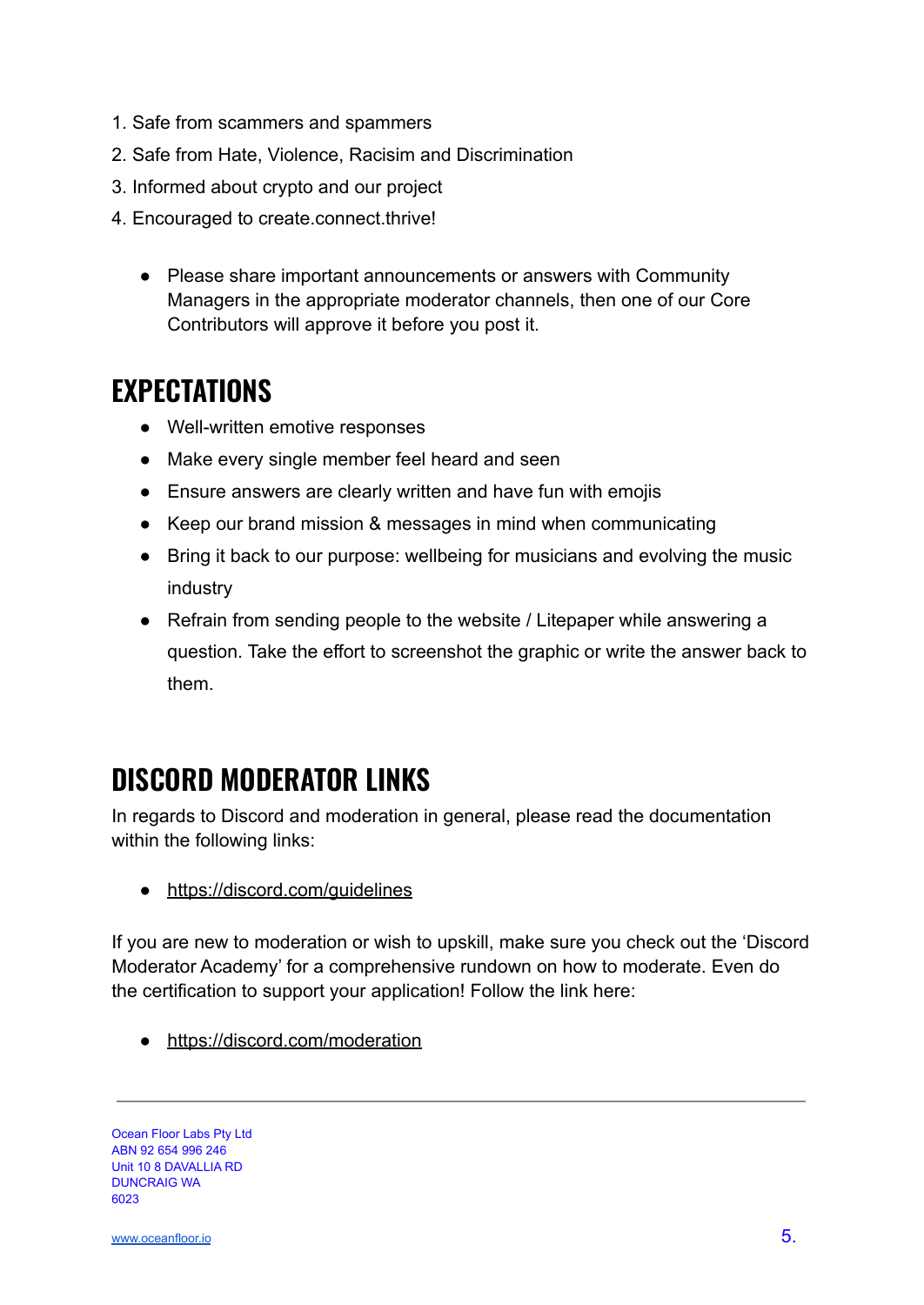1. Safe from scammers and spammers
2. Safe from Hate, Violence, Racisim and Discrimination
3. Informed about crypto and our project
4. Encouraged to create.connect.thrive!

- Please share important announcements or answers with Community Managers in the appropriate moderator channels, then one of our Core Contributors will approve it before you post it.

## EXPECTATIONS

- Well-written emotive responses
- Make every single member feel heard and seen
- Ensure answers are clearly written and have fun with emojis
- Keep our brand mission & messages in mind when communicating
- Bring it back to our purpose: wellbeing for musicians and evolving the music industry
- Refrain from sending people to the website / Litepaper while answering a question. Take the effort to screenshot the graphic or write the answer back to them.

## DISCORD MODERATOR LINKS

In regards to Discord and moderation in general, please read the documentation within the following links:

- https://discord.com/guidelines

If you are new to moderation or wish to upskill, make sure you check out the 'Discord Moderator Academy' for a comprehensive rundown on how to moderate. Even do the certification to support your application! Follow the link here:

- https://discord.com/moderation

Ocean Floor Labs Pty Ltd
ABN 92 654 996 246
Unit 10 8 DAVALLIA RD
DUNCRAIG WA
6023

www.oceanfloor.io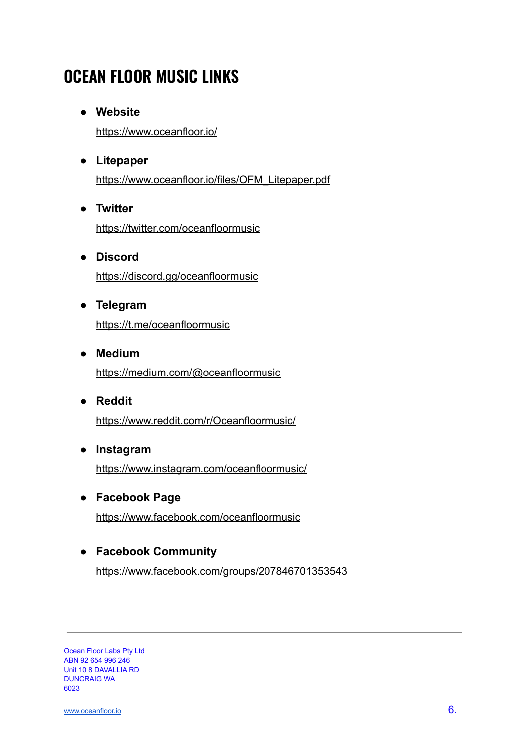# OCEAN FLOOR MUSIC LINKS

- **Website**

  https://www.oceanfloor.io/

- **Litepaper**

  https://www.oceanfloor.io/files/OFM_Litepaper.pdf

- **Twitter**

  https://twitter.com/oceanfloormusic

- **Discord**

  https://discord.gg/oceanfloormusic

- **Telegram**

  https://t.me/oceanfloormusic

- **Medium**

  https://medium.com/@oceanfloormusic

- **Reddit**

  https://www.reddit.com/r/Oceanfloormusic/

- **Instagram**

  https://www.instagram.com/oceanfloormusic/

- **Facebook Page**

  https://www.facebook.com/oceanfloormusic

- **Facebook Community**

  https://www.facebook.com/groups/207846701353543